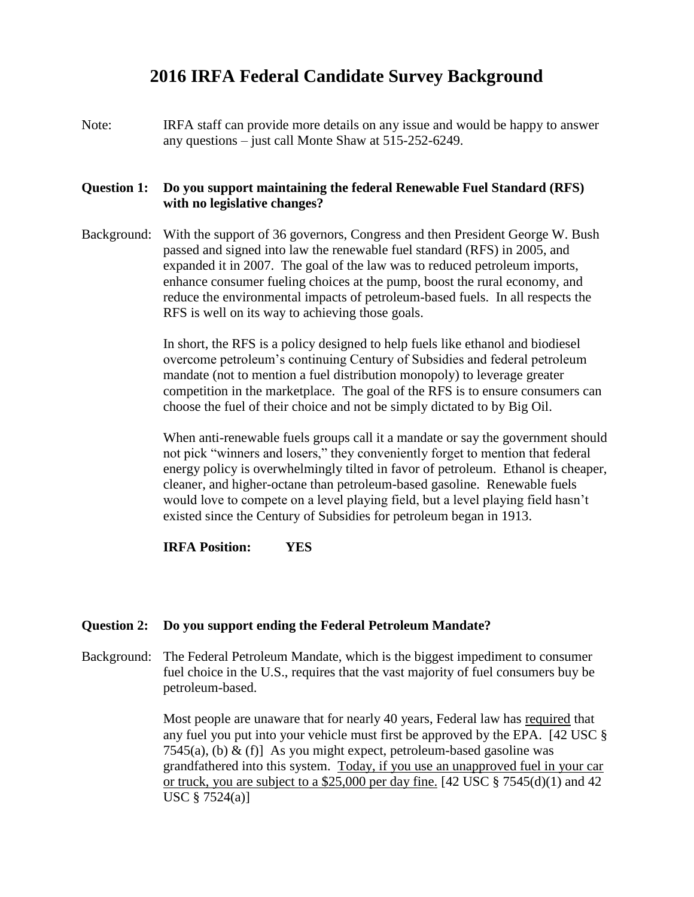# 2016 IRFA Federal Candidate Survey Background

Note: IRFA staff can provide more details on any issue and would be happy to answer any questions – just call Monte Shaw at 515-252-6249.

**Question 1: Do you support maintaining the federal Renewable Fuel Standard (RFS) with no legislative changes?**

Background: With the support of 36 governors, Congress and then President George W. Bush passed and signed into law the renewable fuel standard (RFS) in 2005, and expanded it in 2007. The goal of the law was to reduced petroleum imports, enhance consumer fueling choices at the pump, boost the rural economy, and reduce the environmental impacts of petroleum-based fuels. In all respects the RFS is well on its way to achieving those goals.

In short, the RFS is a policy designed to help fuels like ethanol and biodiesel overcome petroleum's continuing Century of Subsidies and federal petroleum mandate (not to mention a fuel distribution monopoly) to leverage greater competition in the marketplace. The goal of the RFS is to ensure consumers can choose the fuel of their choice and not be simply dictated to by Big Oil.

When anti-renewable fuels groups call it a mandate or say the government should not pick "winners and losers," they conveniently forget to mention that federal energy policy is overwhelmingly tilted in favor of petroleum. Ethanol is cheaper, cleaner, and higher-octane than petroleum-based gasoline. Renewable fuels would love to compete on a level playing field, but a level playing field hasn't existed since the Century of Subsidies for petroleum began in 1913.

**IRFA Position: YES**

**Question 2: Do you support ending the Federal Petroleum Mandate?**

Background: The Federal Petroleum Mandate, which is the biggest impediment to consumer fuel choice in the U.S., requires that the vast majority of fuel consumers buy be petroleum-based.

Most people are unaware that for nearly 40 years, Federal law has <u>required</u> that any fuel you put into your vehicle must first be approved by the EPA. [42 USC § 7545(a), (b) & (f)] As you might expect, petroleum-based gasoline was grandfathered into this system. <u>Today, if you use an unapproved fuel in your car or truck, you are subject to a $25,000 per day fine.</u> [42 USC § 7545(d)(1) and 42 USC § 7524(a)]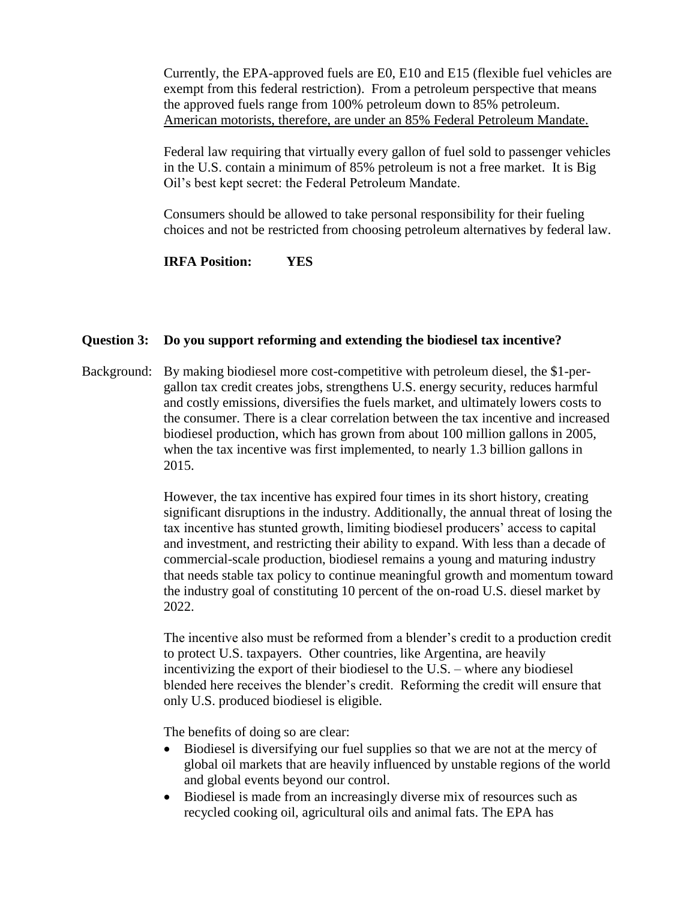Currently, the EPA-approved fuels are E0, E10 and E15 (flexible fuel vehicles are exempt from this federal restriction). From a petroleum perspective that means the approved fuels range from 100% petroleum down to 85% petroleum. American motorists, therefore, are under an 85% Federal Petroleum Mandate.

Federal law requiring that virtually every gallon of fuel sold to passenger vehicles in the U.S. contain a minimum of 85% petroleum is not a free market. It is Big Oil's best kept secret: the Federal Petroleum Mandate.

Consumers should be allowed to take personal responsibility for their fueling choices and not be restricted from choosing petroleum alternatives by federal law.

**IRFA Position: YES**

**Question 3: Do you support reforming and extending the biodiesel tax incentive?**

Background: By making biodiesel more cost-competitive with petroleum diesel, the $1-per-gallon tax credit creates jobs, strengthens U.S. energy security, reduces harmful and costly emissions, diversifies the fuels market, and ultimately lowers costs to the consumer. There is a clear correlation between the tax incentive and increased biodiesel production, which has grown from about 100 million gallons in 2005, when the tax incentive was first implemented, to nearly 1.3 billion gallons in 2015.

However, the tax incentive has expired four times in its short history, creating significant disruptions in the industry. Additionally, the annual threat of losing the tax incentive has stunted growth, limiting biodiesel producers' access to capital and investment, and restricting their ability to expand. With less than a decade of commercial-scale production, biodiesel remains a young and maturing industry that needs stable tax policy to continue meaningful growth and momentum toward the industry goal of constituting 10 percent of the on-road U.S. diesel market by 2022.

The incentive also must be reformed from a blender's credit to a production credit to protect U.S. taxpayers. Other countries, like Argentina, are heavily incentivizing the export of their biodiesel to the U.S. – where any biodiesel blended here receives the blender's credit. Reforming the credit will ensure that only U.S. produced biodiesel is eligible.

The benefits of doing so are clear:

- Biodiesel is diversifying our fuel supplies so that we are not at the mercy of global oil markets that are heavily influenced by unstable regions of the world and global events beyond our control.
- Biodiesel is made from an increasingly diverse mix of resources such as recycled cooking oil, agricultural oils and animal fats. The EPA has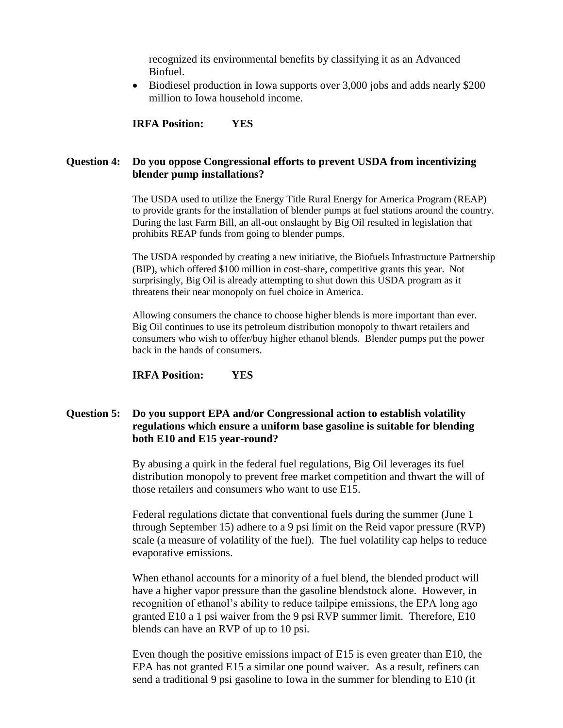recognized its environmental benefits by classifying it as an Advanced Biofuel.

- Biodiesel production in Iowa supports over 3,000 jobs and adds nearly $200 million to Iowa household income.

**IRFA Position: YES**

**Question 4: Do you oppose Congressional efforts to prevent USDA from incentivizing blender pump installations?**

The USDA used to utilize the Energy Title Rural Energy for America Program (REAP) to provide grants for the installation of blender pumps at fuel stations around the country. During the last Farm Bill, an all-out onslaught by Big Oil resulted in legislation that prohibits REAP funds from going to blender pumps.

The USDA responded by creating a new initiative, the Biofuels Infrastructure Partnership (BIP), which offered $100 million in cost-share, competitive grants this year. Not surprisingly, Big Oil is already attempting to shut down this USDA program as it threatens their near monopoly on fuel choice in America.

Allowing consumers the chance to choose higher blends is more important than ever. Big Oil continues to use its petroleum distribution monopoly to thwart retailers and consumers who wish to offer/buy higher ethanol blends. Blender pumps put the power back in the hands of consumers.

**IRFA Position: YES**

**Question 5: Do you support EPA and/or Congressional action to establish volatility regulations which ensure a uniform base gasoline is suitable for blending both E10 and E15 year-round?**

By abusing a quirk in the federal fuel regulations, Big Oil leverages its fuel distribution monopoly to prevent free market competition and thwart the will of those retailers and consumers who want to use E15.

Federal regulations dictate that conventional fuels during the summer (June 1 through September 15) adhere to a 9 psi limit on the Reid vapor pressure (RVP) scale (a measure of volatility of the fuel). The fuel volatility cap helps to reduce evaporative emissions.

When ethanol accounts for a minority of a fuel blend, the blended product will have a higher vapor pressure than the gasoline blendstock alone. However, in recognition of ethanol's ability to reduce tailpipe emissions, the EPA long ago granted E10 a 1 psi waiver from the 9 psi RVP summer limit. Therefore, E10 blends can have an RVP of up to 10 psi.

Even though the positive emissions impact of E15 is even greater than E10, the EPA has not granted E15 a similar one pound waiver. As a result, refiners can send a traditional 9 psi gasoline to Iowa in the summer for blending to E10 (it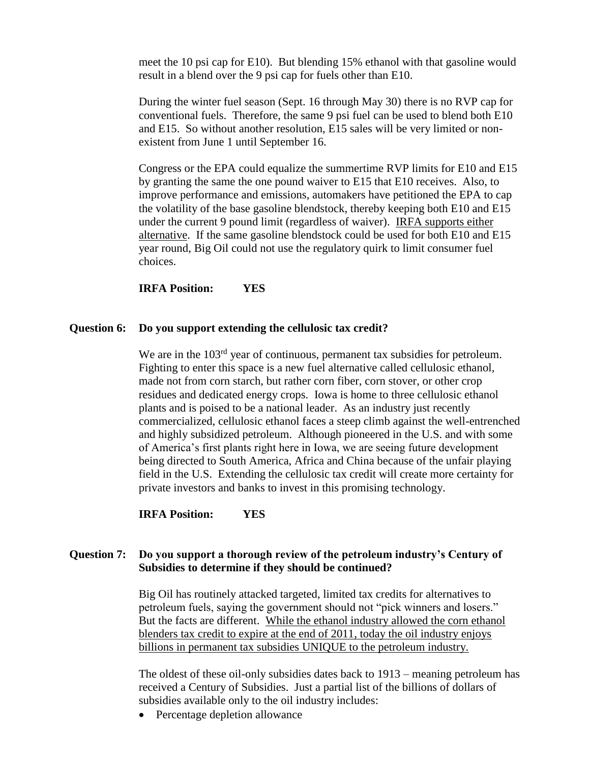meet the 10 psi cap for E10). But blending 15% ethanol with that gasoline would result in a blend over the 9 psi cap for fuels other than E10.

During the winter fuel season (Sept. 16 through May 30) there is no RVP cap for conventional fuels. Therefore, the same 9 psi fuel can be used to blend both E10 and E15. So without another resolution, E15 sales will be very limited or non-existent from June 1 until September 16.

Congress or the EPA could equalize the summertime RVP limits for E10 and E15 by granting the same the one pound waiver to E15 that E10 receives. Also, to improve performance and emissions, automakers have petitioned the EPA to cap the volatility of the base gasoline blendstock, thereby keeping both E10 and E15 under the current 9 pound limit (regardless of waiver). IRFA supports either alternative. If the same gasoline blendstock could be used for both E10 and E15 year round, Big Oil could not use the regulatory quirk to limit consumer fuel choices.

**IRFA Position: YES**

**Question 6: Do you support extending the cellulosic tax credit?**

We are in the 103rd year of continuous, permanent tax subsidies for petroleum. Fighting to enter this space is a new fuel alternative called cellulosic ethanol, made not from corn starch, but rather corn fiber, corn stover, or other crop residues and dedicated energy crops. Iowa is home to three cellulosic ethanol plants and is poised to be a national leader. As an industry just recently commercialized, cellulosic ethanol faces a steep climb against the well-entrenched and highly subsidized petroleum. Although pioneered in the U.S. and with some of America's first plants right here in Iowa, we are seeing future development being directed to South America, Africa and China because of the unfair playing field in the U.S. Extending the cellulosic tax credit will create more certainty for private investors and banks to invest in this promising technology.

**IRFA Position: YES**

**Question 7: Do you support a thorough review of the petroleum industry's Century of Subsidies to determine if they should be continued?**

Big Oil has routinely attacked targeted, limited tax credits for alternatives to petroleum fuels, saying the government should not "pick winners and losers." But the facts are different. While the ethanol industry allowed the corn ethanol blenders tax credit to expire at the end of 2011, today the oil industry enjoys billions in permanent tax subsidies UNIQUE to the petroleum industry.

The oldest of these oil-only subsidies dates back to 1913 – meaning petroleum has received a Century of Subsidies. Just a partial list of the billions of dollars of subsidies available only to the oil industry includes:

- Percentage depletion allowance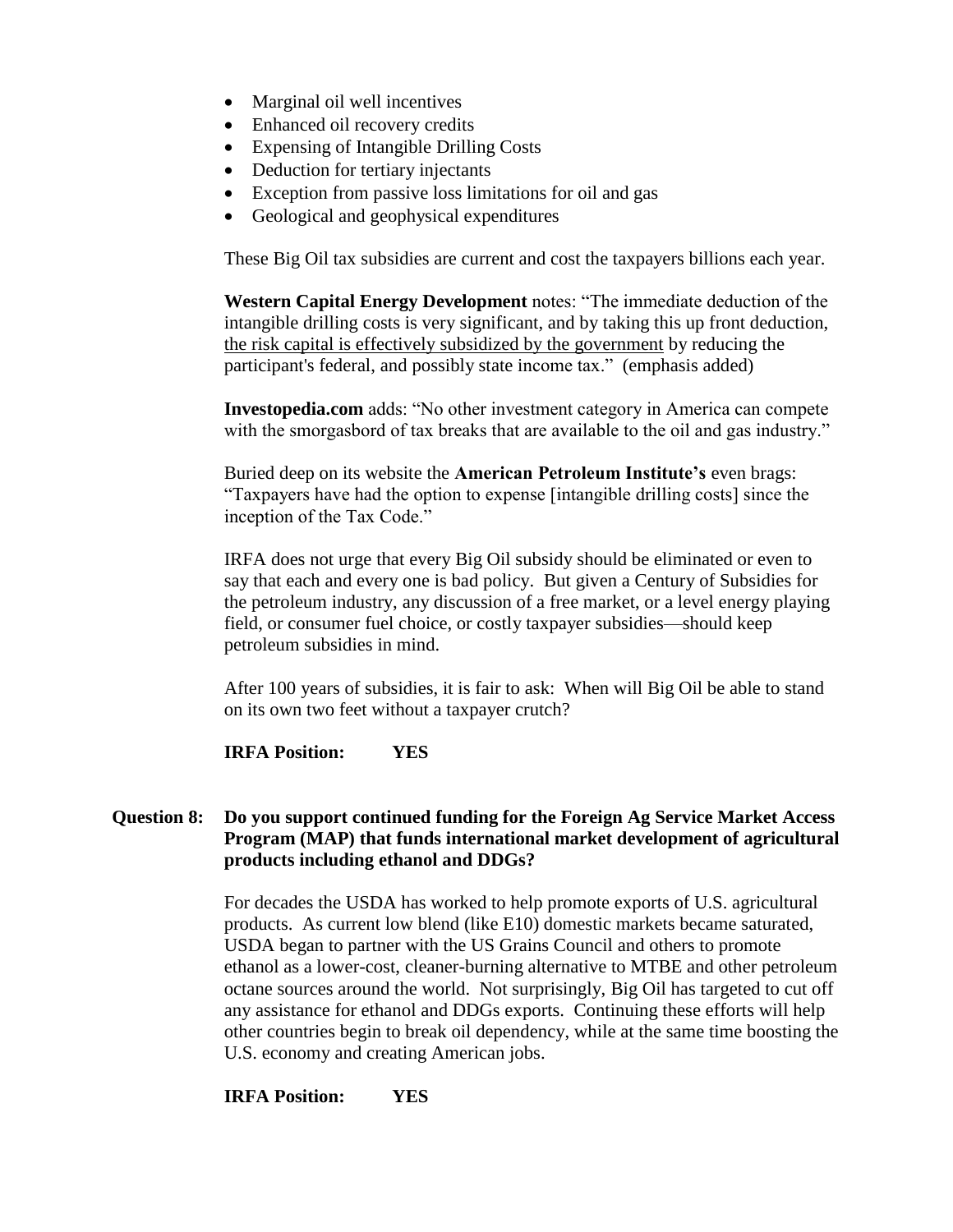- Marginal oil well incentives
- Enhanced oil recovery credits
- Expensing of Intangible Drilling Costs
- Deduction for tertiary injectants
- Exception from passive loss limitations for oil and gas
- Geological and geophysical expenditures

These Big Oil tax subsidies are current and cost the taxpayers billions each year.

**Western Capital Energy Development** notes: "The immediate deduction of the intangible drilling costs is very significant, and by taking this up front deduction, <u>the risk capital is effectively subsidized by the government</u> by reducing the participant's federal, and possibly state income tax." (emphasis added)

**Investopedia.com** adds: "No other investment category in America can compete with the smorgasbord of tax breaks that are available to the oil and gas industry."

Buried deep on its website the **American Petroleum Institute's** even brags: "Taxpayers have had the option to expense [intangible drilling costs] since the inception of the Tax Code."

IRFA does not urge that every Big Oil subsidy should be eliminated or even to say that each and every one is bad policy. But given a Century of Subsidies for the petroleum industry, any discussion of a free market, or a level energy playing field, or consumer fuel choice, or costly taxpayer subsidies—should keep petroleum subsidies in mind.

After 100 years of subsidies, it is fair to ask: When will Big Oil be able to stand on its own two feet without a taxpayer crutch?

**IRFA Position: YES**

**Question 8: Do you support continued funding for the Foreign Ag Service Market Access Program (MAP) that funds international market development of agricultural products including ethanol and DDGs?**

For decades the USDA has worked to help promote exports of U.S. agricultural products. As current low blend (like E10) domestic markets became saturated, USDA began to partner with the US Grains Council and others to promote ethanol as a lower-cost, cleaner-burning alternative to MTBE and other petroleum octane sources around the world. Not surprisingly, Big Oil has targeted to cut off any assistance for ethanol and DDGs exports. Continuing these efforts will help other countries begin to break oil dependency, while at the same time boosting the U.S. economy and creating American jobs.

**IRFA Position: YES**